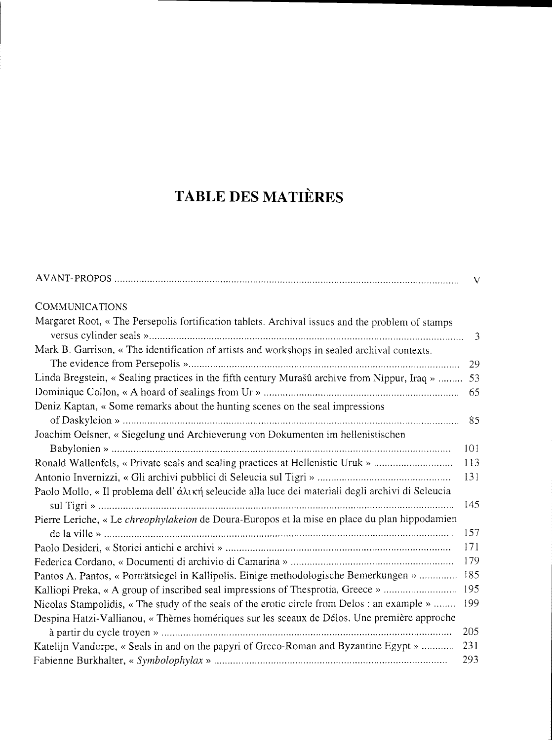# TABLE DES MATIÈRES

AVANT-PROPOS ........................................................................................................................ V

COMMUNICATIONS

Margaret Root, « The Persepolis fortification tablets. Archival issues and the problem of stamps versus cylinder seals » ........................................................................................................ 3

Mark B. Garrison, « The identification of artists and workshops in sealed archival contexts. The evidence from Persepolis » ........................................................................................ 29

Linda Bregstein, « Sealing practices in the fifth century Murašû archive from Nippur, Iraq » ......... 53

Dominique Collon, « A hoard of sealings from Ur » ........................................................................ 65

Deniz Kaptan, « Some remarks about the hunting scenes on the seal impressions of Daskyleion » ........................................................................................................................ 85

Joachim Oelsner, « Siegelung und Archieverung von Dokumenten im hellenistischen Babylonien » ........................................................................................................................ 101

Ronald Wallenfels, « Private seals and sealing practices at Hellenistic Uruk » ............................. 113

Antonio Invernizzi, « Gli archivi pubblici di Seleucia sul Tigri » .................................................. 131

Paolo Mollo, « Il problema dell' ἁλικὴ seleucide alla luce dei materiali degli archivi di Seleucia sul Tigri » ........................................................................................................................ 145

Pierre Leriche, « Le *chreophylakeion* de Doura-Europos et la mise en place du plan hippodamien de la ville » ........................................................................................................................ 157

Paolo Desideri, « Storici antichi e archivi » ...................................................................................... 171

Federica Cordano, « Documenti di archivio di Camarina » ............................................................. 179

Pantos A. Pantos, « Porträtsiegel in Kallipolis. Einige methodologische Bemerkungen » .............. 185

Kalliopi Preka, « A group of inscribed seal impressions of Thesprotia, Greece » ........................... 195

Nicolas Stampolidis, « The study of the seals of the erotic circle from Delos : an example » ........ 199

Despina Hatzi-Vallianou, « Thèmes homériques sur les sceaux de Délos. Une première approche à partir du cycle troyen » ........................................................................................................ 205

Katelijn Vandorpe, « Seals in and on the papyri of Greco-Roman and Byzantine Egypt » ............ 231

Fabienne Burkhalter, « *Symbolophylax* » ....................................................................................... 293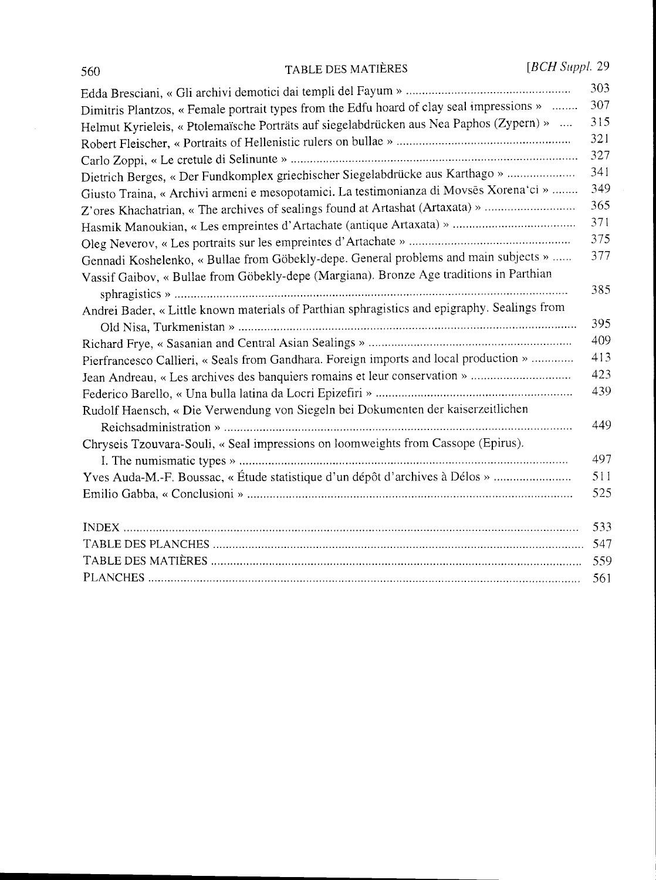| | |
|---|---|
| Edda Bresciani, « Gli archivi demotici dai templi del Fayum » | 303 |
| Dimitris Plantzos, « Female portrait types from the Edfu hoard of clay seal impressions » | 307 |
| Helmut Kyrieleis, « Ptolemaïsche Porträts auf siegelabdrücken aus Nea Paphos (Zypern) » | 315 |
| Robert Fleischer, « Portraits of Hellenistic rulers on bullae » | 321 |
| Carlo Zoppi, « Le cretule di Selinunte » | 327 |
| Dietrich Berges, « Der Fundkomplex griechischer Siegelabdrücke aus Karthago » | 341 |
| Giusto Traina, « Archivi armeni e mesopotamici. La testimonianza di Movsēs Xorena'ci » | 349 |
| Z'ores Khachatrian, « The archives of sealings found at Artashat (Artaxata) » | 365 |
| Hasmik Manoukian, « Les empreintes d'Artachate (antique Artaxata) » | 371 |
| Oleg Neverov, « Les portraits sur les empreintes d'Artachate » | 375 |
| Gennadi Koshelenko, « Bullae from Göbekly-depe. General problems and main subjects » | 377 |
| Vassif Gaibov, « Bullae from Göbekly-depe (Margiana). Bronze Age traditions in Parthian sphragistics » | 385 |
| Andrei Bader, « Little known materials of Parthian sphragistics and epigraphy. Sealings from Old Nisa, Turkmenistan » | 395 |
| Richard Frye, « Sasanian and Central Asian Sealings » | 409 |
| Pierfrancesco Callieri, « Seals from Gandhara. Foreign imports and local production » | 413 |
| Jean Andreau, « Les archives des banquiers romains et leur conservation » | 423 |
| Federico Barello, « Una bulla latina da Locri Epizefiri » | 439 |
| Rudolf Haensch, « Die Verwendung von Siegeln bei Dokumenten der kaiserzeitlichen Reichsadministration » | 449 |
| Chryseis Tzouvara-Souli, « Seal impressions on loomweights from Cassope (Epirus). I. The numismatic types » | 497 |
| Yves Auda-M.-F. Boussac, « Étude statistique d'un dépôt d'archives à Délos » | 511 |
| Emilio Gabba, « Conclusioni » | 525 |
| | |
| INDEX | 533 |
| TABLE DES PLANCHES | 547 |
| TABLE DES MATIÈRES | 559 |
| PLANCHES | 561 |